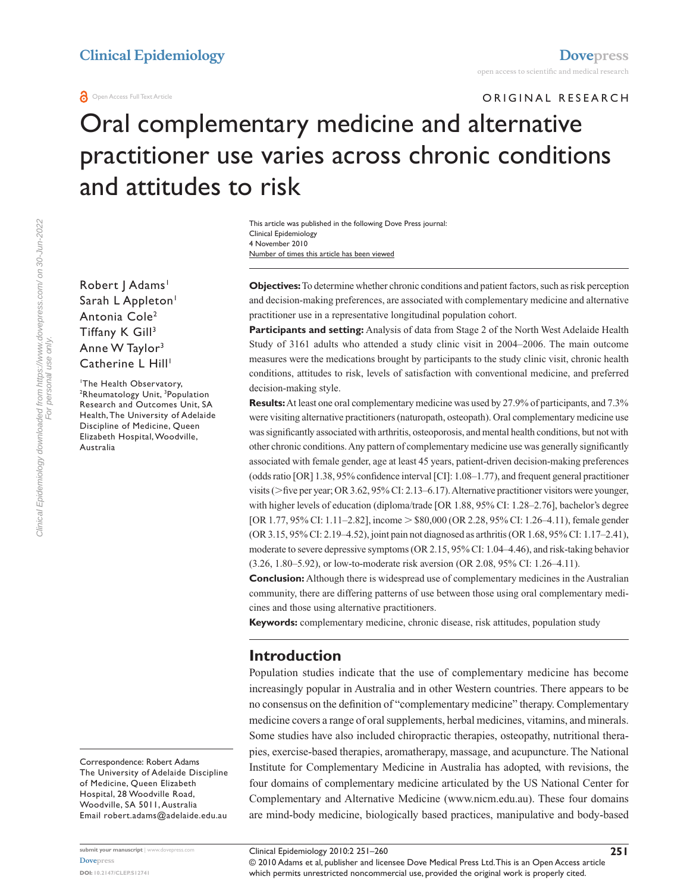# Oral complementary medicine and alternative practitioner use varies across chronic conditions and attitudes to risk

ORIGINAL RESEARCH

This article was published in the following Dove Press journal:
Clinical Epidemiology
4 November 2010
Number of times this article has been viewed

Robert J Adams[1]
Sarah L Appleton[1]
Antonia Cole[2]
Tiffany K Gill[3]
Anne W Taylor[3]
Catherine L Hill[1]

[1]The Health Observatory, [2]Rheumatology Unit, [3]Population Research and Outcomes Unit, SA Health, The University of Adelaide Discipline of Medicine, Queen Elizabeth Hospital, Woodville, Australia

Correspondence: Robert Adams
The University of Adelaide Discipline of Medicine, Queen Elizabeth Hospital, 28 Woodville Road, Woodville, SA 5011, Australia
Email robert.adams@adelaide.edu.au

**Objectives:** To determine whether chronic conditions and patient factors, such as risk perception and decision-making preferences, are associated with complementary medicine and alternative practitioner use in a representative longitudinal population cohort.

**Participants and setting:** Analysis of data from Stage 2 of the North West Adelaide Health Study of 3161 adults who attended a study clinic visit in 2004–2006. The main outcome measures were the medications brought by participants to the study clinic visit, chronic health conditions, attitudes to risk, levels of satisfaction with conventional medicine, and preferred decision-making style.

**Results:** At least one oral complementary medicine was used by 27.9% of participants, and 7.3% were visiting alternative practitioners (naturopath, osteopath). Oral complementary medicine use was significantly associated with arthritis, osteoporosis, and mental health conditions, but not with other chronic conditions. Any pattern of complementary medicine use was generally significantly associated with female gender, age at least 45 years, patient-driven decision-making preferences (odds ratio [OR] 1.38, 95% confidence interval [CI]: 1.08–1.77), and frequent general practitioner visits (>five per year; OR 3.62, 95% CI: 2.13–6.17). Alternative practitioner visitors were younger, with higher levels of education (diploma/trade [OR 1.88, 95% CI: 1.28–2.76], bachelor's degree [OR 1.77, 95% CI: 1.11–2.82], income > $80,000 (OR 2.28, 95% CI: 1.26–4.11), female gender (OR 3.15, 95% CI: 2.19–4.52), joint pain not diagnosed as arthritis (OR 1.68, 95% CI: 1.17–2.41), moderate to severe depressive symptoms (OR 2.15, 95% CI: 1.04–4.46), and risk-taking behavior (3.26, 1.80–5.92), or low-to-moderate risk aversion (OR 2.08, 95% CI: 1.26–4.11).

**Conclusion:** Although there is widespread use of complementary medicines in the Australian community, there are differing patterns of use between those using oral complementary medicines and those using alternative practitioners.

**Keywords:** complementary medicine, chronic disease, risk attitudes, population study

## Introduction

Population studies indicate that the use of complementary medicine has become increasingly popular in Australia and in other Western countries. There appears to be no consensus on the definition of "complementary medicine" therapy. Complementary medicine covers a range of oral supplements, herbal medicines, vitamins, and minerals. Some studies have also included chiropractic therapies, osteopathy, nutritional therapies, exercise-based therapies, aromatherapy, massage, and acupuncture. The National Institute for Complementary Medicine in Australia has adopted, with revisions, the four domains of complementary medicine articulated by the US National Center for Complementary and Alternative Medicine (www.nicm.edu.au). These four domains are mind-body medicine, biologically based practices, manipulative and body-based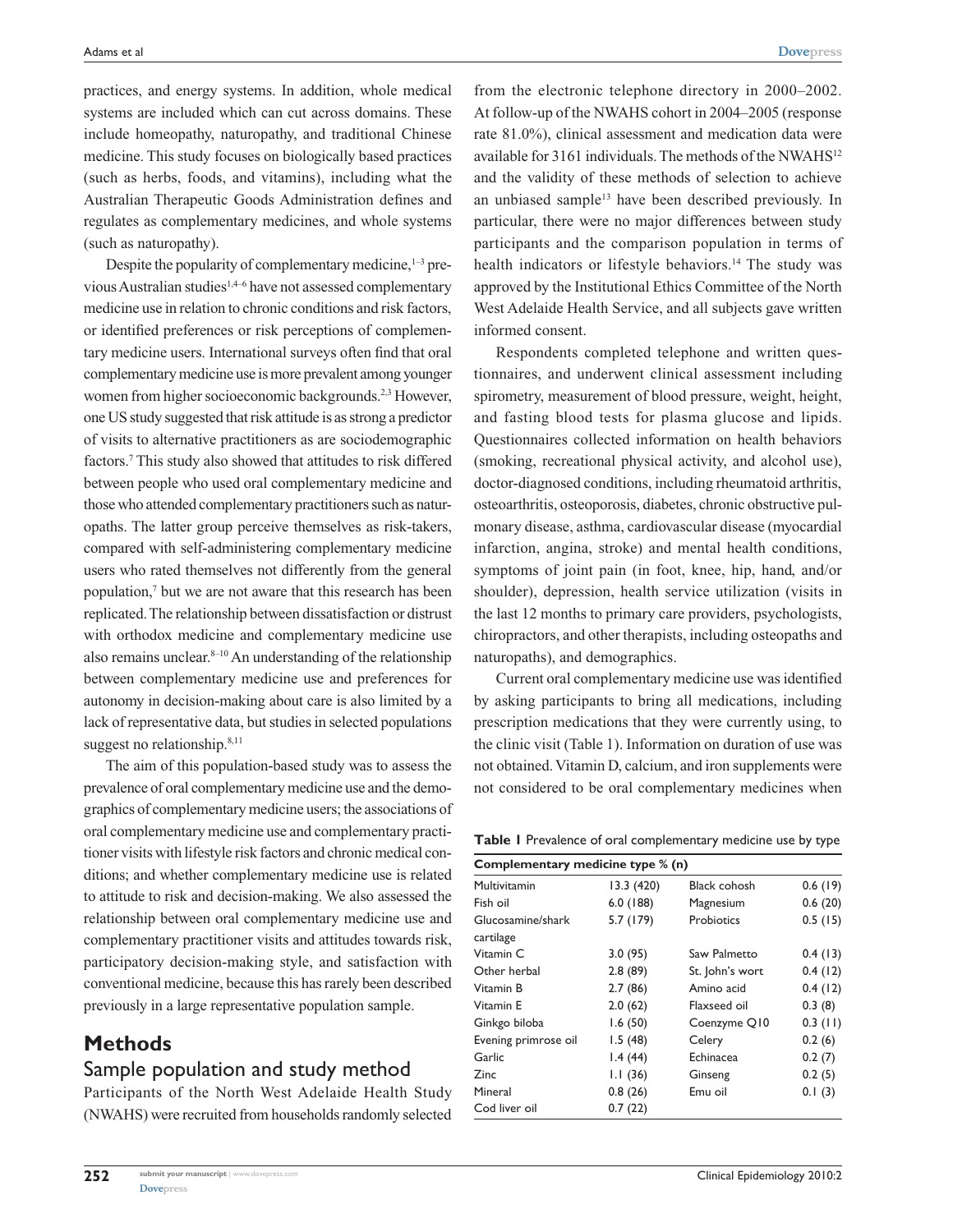practices, and energy systems. In addition, whole medical systems are included which can cut across domains. These include homeopathy, naturopathy, and traditional Chinese medicine. This study focuses on biologically based practices (such as herbs, foods, and vitamins), including what the Australian Therapeutic Goods Administration defines and regulates as complementary medicines, and whole systems (such as naturopathy).

Despite the popularity of complementary medicine,[1–3] previous Australian studies[1,4–6] have not assessed complementary medicine use in relation to chronic conditions and risk factors, or identified preferences or risk perceptions of complementary medicine users. International surveys often find that oral complementary medicine use is more prevalent among younger women from higher socioeconomic backgrounds.[2,3] However, one US study suggested that risk attitude is as strong a predictor of visits to alternative practitioners as are sociodemographic factors.[7] This study also showed that attitudes to risk differed between people who used oral complementary medicine and those who attended complementary practitioners such as naturopaths. The latter group perceive themselves as risk-takers, compared with self-administering complementary medicine users who rated themselves not differently from the general population,[7] but we are not aware that this research has been replicated. The relationship between dissatisfaction or distrust with orthodox medicine and complementary medicine use also remains unclear.[8–10] An understanding of the relationship between complementary medicine use and preferences for autonomy in decision-making about care is also limited by a lack of representative data, but studies in selected populations suggest no relationship.[8,11]

The aim of this population-based study was to assess the prevalence of oral complementary medicine use and the demographics of complementary medicine users; the associations of oral complementary medicine use and complementary practitioner visits with lifestyle risk factors and chronic medical conditions; and whether complementary medicine use is related to attitude to risk and decision-making. We also assessed the relationship between oral complementary medicine use and complementary practitioner visits and attitudes towards risk, participatory decision-making style, and satisfaction with conventional medicine, because this has rarely been described previously in a large representative population sample.

# Methods

## Sample population and study method

Participants of the North West Adelaide Health Study (NWAHS) were recruited from households randomly selected from the electronic telephone directory in 2000–2002. At follow-up of the NWAHS cohort in 2004–2005 (response rate 81.0%), clinical assessment and medication data were available for 3161 individuals. The methods of the NWAHS[12] and the validity of these methods of selection to achieve an unbiased sample[13] have been described previously. In particular, there were no major differences between study participants and the comparison population in terms of health indicators or lifestyle behaviors.[14] The study was approved by the Institutional Ethics Committee of the North West Adelaide Health Service, and all subjects gave written informed consent.

Respondents completed telephone and written questionnaires, and underwent clinical assessment including spirometry, measurement of blood pressure, weight, height, and fasting blood tests for plasma glucose and lipids. Questionnaires collected information on health behaviors (smoking, recreational physical activity, and alcohol use), doctor-diagnosed conditions, including rheumatoid arthritis, osteoarthritis, osteoporosis, diabetes, chronic obstructive pulmonary disease, asthma, cardiovascular disease (myocardial infarction, angina, stroke) and mental health conditions, symptoms of joint pain (in foot, knee, hip, hand, and/or shoulder), depression, health service utilization (visits in the last 12 months to primary care providers, psychologists, chiropractors, and other therapists, including osteopaths and naturopaths), and demographics.

Current oral complementary medicine use was identified by asking participants to bring all medications, including prescription medications that they were currently using, to the clinic visit (Table 1). Information on duration of use was not obtained. Vitamin D, calcium, and iron supplements were not considered to be oral complementary medicines when

**Table 1** Prevalence of oral complementary medicine use by type

| Complementary medicine type % (n) | | | |
|---|---|---|---|
| Multivitamin | 13.3 (420) | Black cohosh | 0.6 (19) |
| Fish oil | 6.0 (188) | Magnesium | 0.6 (20) |
| Glucosamine/shark cartilage | 5.7 (179) | Probiotics | 0.5 (15) |
| Vitamin C | 3.0 (95) | Saw Palmetto | 0.4 (13) |
| Other herbal | 2.8 (89) | St. John's wort | 0.4 (12) |
| Vitamin B | 2.7 (86) | Amino acid | 0.4 (12) |
| Vitamin E | 2.0 (62) | Flaxseed oil | 0.3 (8) |
| Ginkgo biloba | 1.6 (50) | Coenzyme Q10 | 0.3 (11) |
| Evening primrose oil | 1.5 (48) | Celery | 0.2 (6) |
| Garlic | 1.4 (44) | Echinacea | 0.2 (7) |
| Zinc | 1.1 (36) | Ginseng | 0.2 (5) |
| Mineral | 0.8 (26) | Emu oil | 0.1 (3) |
| Cod liver oil | 0.7 (22) | | |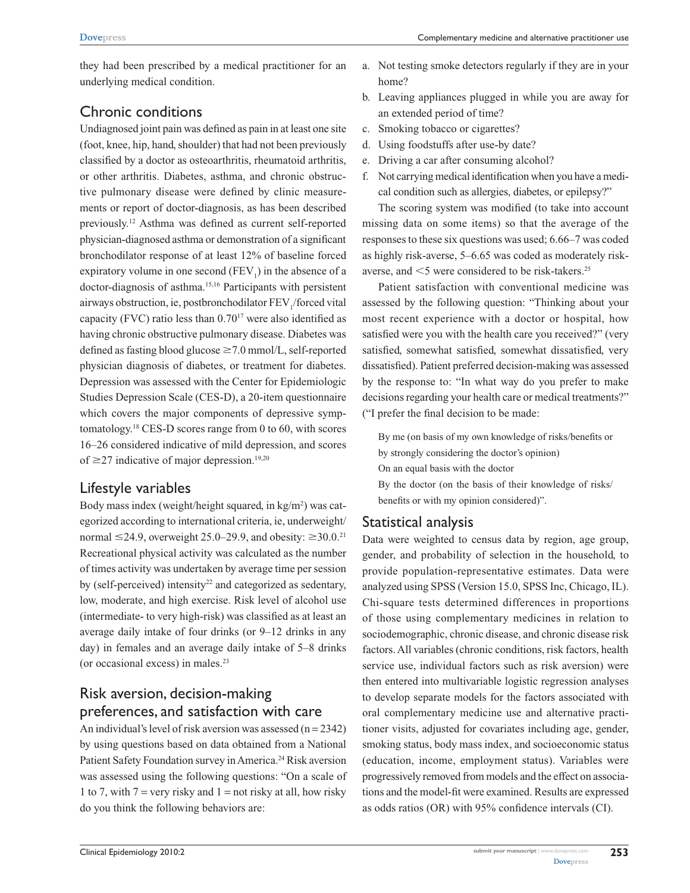they had been prescribed by a medical practitioner for an underlying medical condition.

## Chronic conditions

Undiagnosed joint pain was defined as pain in at least one site (foot, knee, hip, hand, shoulder) that had not been previously classified by a doctor as osteoarthritis, rheumatoid arthritis, or other arthritis. Diabetes, asthma, and chronic obstructive pulmonary disease were defined by clinic measurements or report of doctor-diagnosis, as has been described previously.[12] Asthma was defined as current self-reported physician-diagnosed asthma or demonstration of a significant bronchodilator response of at least 12% of baseline forced expiratory volume in one second ($FEV_1$) in the absence of a doctor-diagnosis of asthma.[15,16] Participants with persistent airways obstruction, ie, postbronchodilator $FEV_1$/forced vital capacity (FVC) ratio less than 0.70[17] were also identified as having chronic obstructive pulmonary disease. Diabetes was defined as fasting blood glucose $\geq$7.0 mmol/L, self-reported physician diagnosis of diabetes, or treatment for diabetes. Depression was assessed with the Center for Epidemiologic Studies Depression Scale (CES-D), a 20-item questionnaire which covers the major components of depressive symptomatology.[18] CES-D scores range from 0 to 60, with scores 16–26 considered indicative of mild depression, and scores of $\geq$27 indicative of major depression.[19,20]

## Lifestyle variables

Body mass index (weight/height squared, in kg/m$^2$) was categorized according to international criteria, ie, underweight/normal $\leq$24.9, overweight 25.0–29.9, and obesity: $\geq$30.0.[21] Recreational physical activity was calculated as the number of times activity was undertaken by average time per session by (self-perceived) intensity[22] and categorized as sedentary, low, moderate, and high exercise. Risk level of alcohol use (intermediate- to very high-risk) was classified as at least an average daily intake of four drinks (or 9–12 drinks in any day) in females and an average daily intake of 5–8 drinks (or occasional excess) in males.[23]

## Risk aversion, decision-making preferences, and satisfaction with care

An individual's level of risk aversion was assessed (n = 2342) by using questions based on data obtained from a National Patient Safety Foundation survey in America.[24] Risk aversion was assessed using the following questions: "On a scale of 1 to 7, with 7 = very risky and 1 = not risky at all, how risky do you think the following behaviors are:

a. Not testing smoke detectors regularly if they are in your home?
b. Leaving appliances plugged in while you are away for an extended period of time?
c. Smoking tobacco or cigarettes?
d. Using foodstuffs after use-by date?
e. Driving a car after consuming alcohol?
f. Not carrying medical identification when you have a medical condition such as allergies, diabetes, or epilepsy?"

The scoring system was modified (to take into account missing data on some items) so that the average of the responses to these six questions was used; 6.66–7 was coded as highly risk-averse, 5–6.65 was coded as moderately risk-averse, and <5 were considered to be risk-takers.[25]

Patient satisfaction with conventional medicine was assessed by the following question: "Thinking about your most recent experience with a doctor or hospital, how satisfied were you with the health care you received?" (very satisfied, somewhat satisfied, somewhat dissatisfied, very dissatisfied). Patient preferred decision-making was assessed by the response to: "In what way do you prefer to make decisions regarding your health care or medical treatments?" ("I prefer the final decision to be made:

By me (on basis of my own knowledge of risks/benefits or by strongly considering the doctor's opinion)

On an equal basis with the doctor

By the doctor (on the basis of their knowledge of risks/benefits or with my opinion considered)".

## Statistical analysis

Data were weighted to census data by region, age group, gender, and probability of selection in the household, to provide population-representative estimates. Data were analyzed using SPSS (Version 15.0, SPSS Inc, Chicago, IL). Chi-square tests determined differences in proportions of those using complementary medicines in relation to sociodemographic, chronic disease, and chronic disease risk factors. All variables (chronic conditions, risk factors, health service use, individual factors such as risk aversion) were then entered into multivariable logistic regression analyses to develop separate models for the factors associated with oral complementary medicine use and alternative practitioner visits, adjusted for covariates including age, gender, smoking status, body mass index, and socioeconomic status (education, income, employment status). Variables were progressively removed from models and the effect on associations and the model-fit were examined. Results are expressed as odds ratios (OR) with 95% confidence intervals (CI).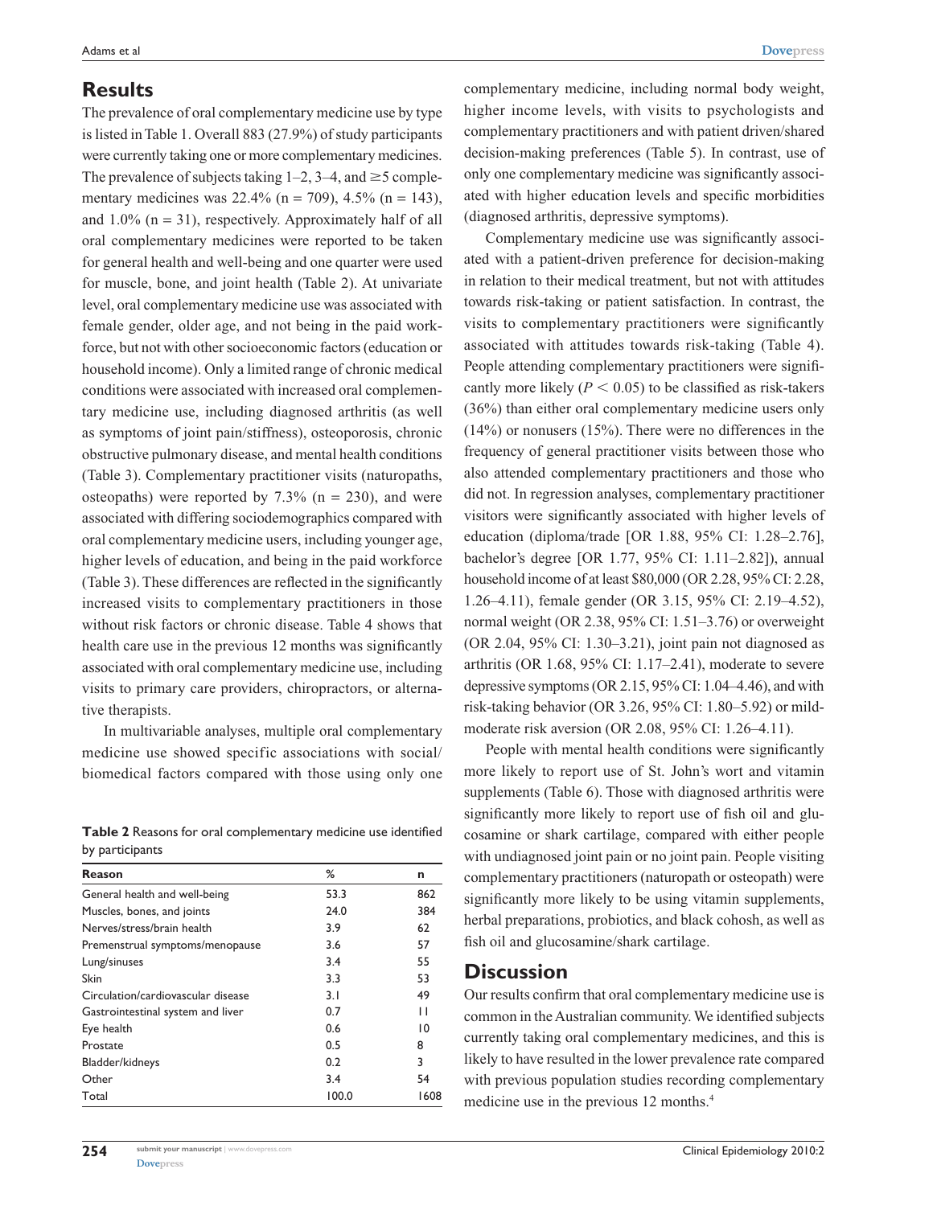## Results

The prevalence of oral complementary medicine use by type is listed in Table 1. Overall 883 (27.9%) of study participants were currently taking one or more complementary medicines. The prevalence of subjects taking 1–2, 3–4, and ≥5 complementary medicines was 22.4% (n = 709), 4.5% (n = 143), and 1.0% (n = 31), respectively. Approximately half of all oral complementary medicines were reported to be taken for general health and well-being and one quarter were used for muscle, bone, and joint health (Table 2). At univariate level, oral complementary medicine use was associated with female gender, older age, and not being in the paid workforce, but not with other socioeconomic factors (education or household income). Only a limited range of chronic medical conditions were associated with increased oral complementary medicine use, including diagnosed arthritis (as well as symptoms of joint pain/stiffness), osteoporosis, chronic obstructive pulmonary disease, and mental health conditions (Table 3). Complementary practitioner visits (naturopaths, osteopaths) were reported by 7.3% (n = 230), and were associated with differing sociodemographics compared with oral complementary medicine users, including younger age, higher levels of education, and being in the paid workforce (Table 3). These differences are reflected in the significantly increased visits to complementary practitioners in those without risk factors or chronic disease. Table 4 shows that health care use in the previous 12 months was significantly associated with oral complementary medicine use, including visits to primary care providers, chiropractors, or alternative therapists.

In multivariable analyses, multiple oral complementary medicine use showed specific associations with social/biomedical factors compared with those using only one complementary medicine, including normal body weight, higher income levels, with visits to psychologists and complementary practitioners and with patient driven/shared decision-making preferences (Table 5). In contrast, use of only one complementary medicine was significantly associated with higher education levels and specific morbidities (diagnosed arthritis, depressive symptoms).

Complementary medicine use was significantly associated with a patient-driven preference for decision-making in relation to their medical treatment, but not with attitudes towards risk-taking or patient satisfaction. In contrast, the visits to complementary practitioners were significantly associated with attitudes towards risk-taking (Table 4). People attending complementary practitioners were significantly more likely ($P < 0.05$) to be classified as risk-takers (36%) than either oral complementary medicine users only (14%) or nonusers (15%). There were no differences in the frequency of general practitioner visits between those who also attended complementary practitioners and those who did not. In regression analyses, complementary practitioner visitors were significantly associated with higher levels of education (diploma/trade [OR 1.88, 95% CI: 1.28–2.76], bachelor's degree [OR 1.77, 95% CI: 1.11–2.82]), annual household income of at least $80,000 (OR 2.28, 95% CI: 2.28, 1.26–4.11), female gender (OR 3.15, 95% CI: 2.19–4.52), normal weight (OR 2.38, 95% CI: 1.51–3.76) or overweight (OR 2.04, 95% CI: 1.30–3.21), joint pain not diagnosed as arthritis (OR 1.68, 95% CI: 1.17–2.41), moderate to severe depressive symptoms (OR 2.15, 95% CI: 1.04–4.46), and with risk-taking behavior (OR 3.26, 95% CI: 1.80–5.92) or mild-moderate risk aversion (OR 2.08, 95% CI: 1.26–4.11).

People with mental health conditions were significantly more likely to report use of St. John's wort and vitamin supplements (Table 6). Those with diagnosed arthritis were significantly more likely to report use of fish oil and glucosamine or shark cartilage, compared with either people with undiagnosed joint pain or no joint pain. People visiting complementary practitioners (naturopath or osteopath) were significantly more likely to be using vitamin supplements, herbal preparations, probiotics, and black cohosh, as well as fish oil and glucosamine/shark cartilage.

**Table 2** Reasons for oral complementary medicine use identified by participants

| Reason | % | n |
|---|---|---|
| General health and well-being | 53.3 | 862 |
| Muscles, bones, and joints | 24.0 | 384 |
| Nerves/stress/brain health | 3.9 | 62 |
| Premenstrual symptoms/menopause | 3.6 | 57 |
| Lung/sinuses | 3.4 | 55 |
| Skin | 3.3 | 53 |
| Circulation/cardiovascular disease | 3.1 | 49 |
| Gastrointestinal system and liver | 0.7 | 11 |
| Eye health | 0.6 | 10 |
| Prostate | 0.5 | 8 |
| Bladder/kidneys | 0.2 | 3 |
| Other | 3.4 | 54 |
| Total | 100.0 | 1608 |

## Discussion

Our results confirm that oral complementary medicine use is common in the Australian community. We identified subjects currently taking oral complementary medicines, and this is likely to have resulted in the lower prevalence rate compared with previous population studies recording complementary medicine use in the previous 12 months.[4]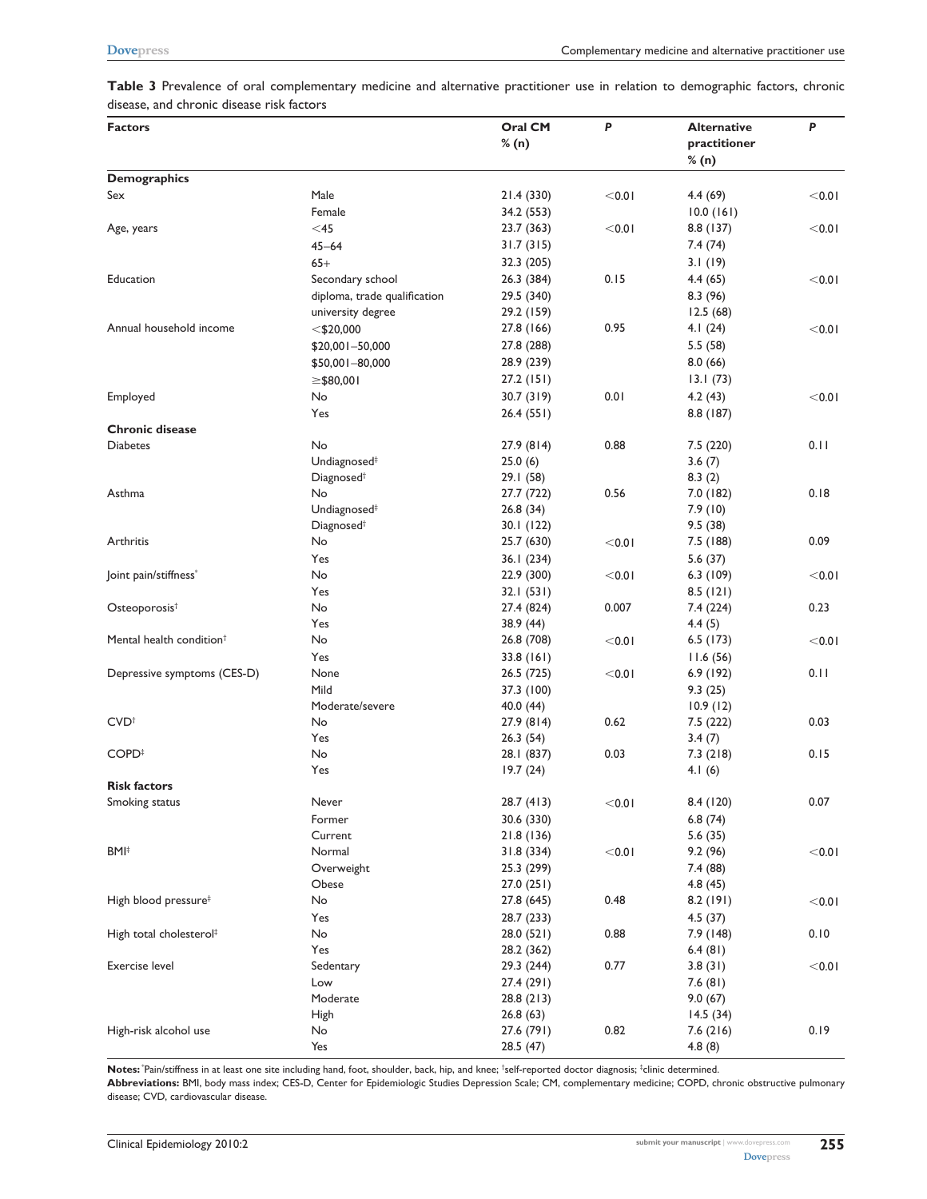**Table 3** Prevalence of oral complementary medicine and alternative practitioner use in relation to demographic factors, chronic disease, and chronic disease risk factors

| Factors | | Oral CM % (n) | P | Alternative practitioner % (n) | P |
|---|---|---|---|---|---|
| **Demographics** | | | | | |
| Sex | Male | 21.4 (330) | <0.01 | 4.4 (69) | <0.01 |
| | Female | 34.2 (553) | | 10.0 (161) | |
| Age, years | <45 | 23.7 (363) | <0.01 | 8.8 (137) | <0.01 |
| | 45–64 | 31.7 (315) | | 7.4 (74) | |
| | 65+ | 32.3 (205) | | 3.1 (19) | |
| Education | Secondary school | 26.3 (384) | 0.15 | 4.4 (65) | <0.01 |
| | diploma, trade qualification | 29.5 (340) | | 8.3 (96) | |
| | university degree | 29.2 (159) | | 12.5 (68) | |
| Annual household income | <$20,000 | 27.8 (166) | 0.95 | 4.1 (24) | <0.01 |
| | $20,001–50,000 | 27.8 (288) | | 5.5 (58) | |
| | $50,001–80,000 | 28.9 (239) | | 8.0 (66) | |
| | ≥$80,001 | 27.2 (151) | | 13.1 (73) | |
| Employed | No | 30.7 (319) | 0.01 | 4.2 (43) | <0.01 |
| | Yes | 26.4 (551) | | 8.8 (187) | |
| **Chronic disease** | | | | | |
| Diabetes | No | 27.9 (814) | 0.88 | 7.5 (220) | 0.11 |
| | Undiagnosed[‡] | 25.0 (6) | | 3.6 (7) | |
| | Diagnosed[†] | 29.1 (58) | | 8.3 (2) | |
| Asthma | No | 27.7 (722) | 0.56 | 7.0 (182) | 0.18 |
| | Undiagnosed[‡] | 26.8 (34) | | 7.9 (10) | |
| | Diagnosed[†] | 30.1 (122) | | 9.5 (38) | |
| Arthritis | No | 25.7 (630) | <0.01 | 7.5 (188) | 0.09 |
| | Yes | 36.1 (234) | | 5.6 (37) | |
| Joint pain/stiffness[*] | No | 22.9 (300) | <0.01 | 6.3 (109) | <0.01 |
| | Yes | 32.1 (531) | | 8.5 (121) | |
| Osteoporosis[†] | No | 27.4 (824) | 0.007 | 7.4 (224) | 0.23 |
| | Yes | 38.9 (44) | | 4.4 (5) | |
| Mental health condition[†] | No | 26.8 (708) | <0.01 | 6.5 (173) | <0.01 |
| | Yes | 33.8 (161) | | 11.6 (56) | |
| Depressive symptoms (CES-D) | None | 26.5 (725) | <0.01 | 6.9 (192) | 0.11 |
| | Mild | 37.3 (100) | | 9.3 (25) | |
| | Moderate/severe | 40.0 (44) | | 10.9 (12) | |
| CVD[†] | No | 27.9 (814) | 0.62 | 7.5 (222) | 0.03 |
| | Yes | 26.3 (54) | | 3.4 (7) | |
| COPD[‡] | No | 28.1 (837) | 0.03 | 7.3 (218) | 0.15 |
| | Yes | 19.7 (24) | | 4.1 (6) | |
| **Risk factors** | | | | | |
| Smoking status | Never | 28.7 (413) | <0.01 | 8.4 (120) | 0.07 |
| | Former | 30.6 (330) | | 6.8 (74) | |
| | Current | 21.8 (136) | | 5.6 (35) | |
| BMI[‡] | Normal | 31.8 (334) | <0.01 | 9.2 (96) | <0.01 |
| | Overweight | 25.3 (299) | | 7.4 (88) | |
| | Obese | 27.0 (251) | | 4.8 (45) | |
| High blood pressure[‡] | No | 27.8 (645) | 0.48 | 8.2 (191) | <0.01 |
| | Yes | 28.7 (233) | | 4.5 (37) | |
| High total cholesterol[‡] | No | 28.0 (521) | 0.88 | 7.9 (148) | 0.10 |
| | Yes | 28.2 (362) | | 6.4 (81) | |
| Exercise level | Sedentary | 29.3 (244) | 0.77 | 3.8 (31) | <0.01 |
| | Low | 27.4 (291) | | 7.6 (81) | |
| | Moderate | 28.8 (213) | | 9.0 (67) | |
| | High | 26.8 (63) | | 14.5 (34) | |
| High-risk alcohol use | No | 27.6 (791) | 0.82 | 7.6 (216) | 0.19 |
| | Yes | 28.5 (47) | | 4.8 (8) | |

**Notes:** [*]Pain/stiffness in at least one site including hand, foot, shoulder, back, hip, and knee; [†]self-reported doctor diagnosis; [‡]clinic determined.

**Abbreviations:** BMI, body mass index; CES-D, Center for Epidemiologic Studies Depression Scale; CM, complementary medicine; COPD, chronic obstructive pulmonary disease; CVD, cardiovascular disease.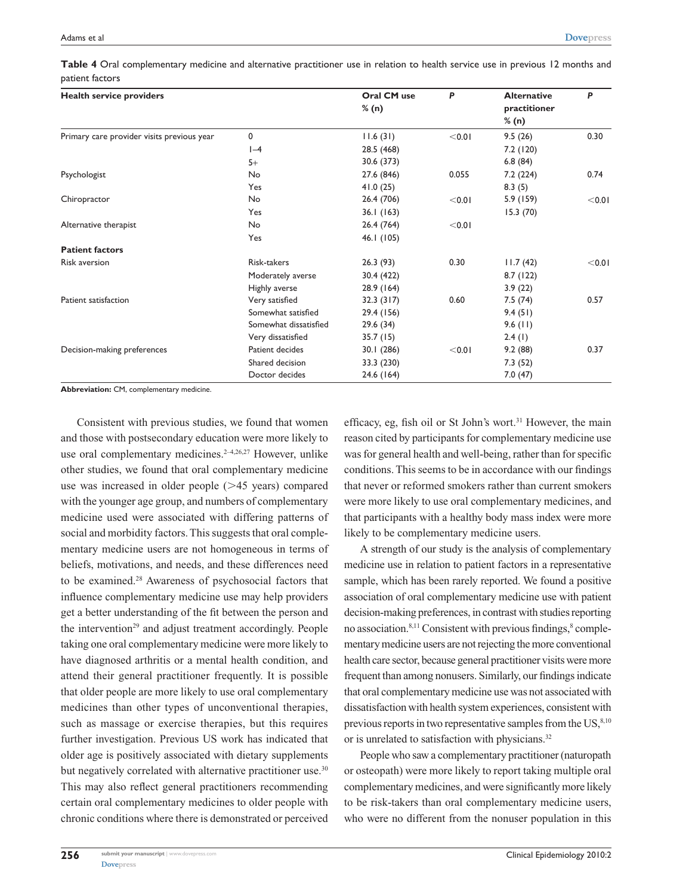**Table 4** Oral complementary medicine and alternative practitioner use in relation to health service use in previous 12 months and patient factors

| Health service providers | | Oral CM use % (n) | P | Alternative practitioner % (n) | P |
|---|---|---|---|---|---|
| Primary care provider visits previous year | 0 | 11.6 (31) | <0.01 | 9.5 (26) | 0.30 |
| | 1–4 | 28.5 (468) | | 7.2 (120) | |
| | 5+ | 30.6 (373) | | 6.8 (84) | |
| Psychologist | No | 27.6 (846) | 0.055 | 7.2 (224) | 0.74 |
| | Yes | 41.0 (25) | | 8.3 (5) | |
| Chiropractor | No | 26.4 (706) | <0.01 | 5.9 (159) | <0.01 |
| | Yes | 36.1 (163) | | 15.3 (70) | |
| Alternative therapist | No | 26.4 (764) | <0.01 | | |
| | Yes | 46.1 (105) | | | |
| **Patient factors** | | | | | |
| Risk aversion | Risk-takers | 26.3 (93) | 0.30 | 11.7 (42) | <0.01 |
| | Moderately averse | 30.4 (422) | | 8.7 (122) | |
| | Highly averse | 28.9 (164) | | 3.9 (22) | |
| Patient satisfaction | Very satisfied | 32.3 (317) | 0.60 | 7.5 (74) | 0.57 |
| | Somewhat satisfied | 29.4 (156) | | 9.4 (51) | |
| | Somewhat dissatisfied | 29.6 (34) | | 9.6 (11) | |
| | Very dissatisfied | 35.7 (15) | | 2.4 (1) | |
| Decision-making preferences | Patient decides | 30.1 (286) | <0.01 | 9.2 (88) | 0.37 |
| | Shared decision | 33.3 (230) | | 7.3 (52) | |
| | Doctor decides | 24.6 (164) | | 7.0 (47) | |

**Abbreviation:** CM, complementary medicine.

Consistent with previous studies, we found that women and those with postsecondary education were more likely to use oral complementary medicines.[2–4,26,27] However, unlike other studies, we found that oral complementary medicine use was increased in older people (>45 years) compared with the younger age group, and numbers of complementary medicine used were associated with differing patterns of social and morbidity factors. This suggests that oral complementary medicine users are not homogeneous in terms of beliefs, motivations, and needs, and these differences need to be examined.[28] Awareness of psychosocial factors that influence complementary medicine use may help providers get a better understanding of the fit between the person and the intervention[29] and adjust treatment accordingly. People taking one oral complementary medicine were more likely to have diagnosed arthritis or a mental health condition, and attend their general practitioner frequently. It is possible that older people are more likely to use oral complementary medicines than other types of unconventional therapies, such as massage or exercise therapies, but this requires further investigation. Previous US work has indicated that older age is positively associated with dietary supplements but negatively correlated with alternative practitioner use.[30] This may also reflect general practitioners recommending certain oral complementary medicines to older people with chronic conditions where there is demonstrated or perceived efficacy, eg, fish oil or St John's wort.[31] However, the main reason cited by participants for complementary medicine use was for general health and well-being, rather than for specific conditions. This seems to be in accordance with our findings that never or reformed smokers rather than current smokers were more likely to use oral complementary medicines, and that participants with a healthy body mass index were more likely to be complementary medicine users.

A strength of our study is the analysis of complementary medicine use in relation to patient factors in a representative sample, which has been rarely reported. We found a positive association of oral complementary medicine use with patient decision-making preferences, in contrast with studies reporting no association.[8,11] Consistent with previous findings,[8] complementary medicine users are not rejecting the more conventional health care sector, because general practitioner visits were more frequent than among nonusers. Similarly, our findings indicate that oral complementary medicine use was not associated with dissatisfaction with health system experiences, consistent with previous reports in two representative samples from the US,[8,10] or is unrelated to satisfaction with physicians.[32]

People who saw a complementary practitioner (naturopath or osteopath) were more likely to report taking multiple oral complementary medicines, and were significantly more likely to be risk-takers than oral complementary medicine users, who were no different from the nonuser population in this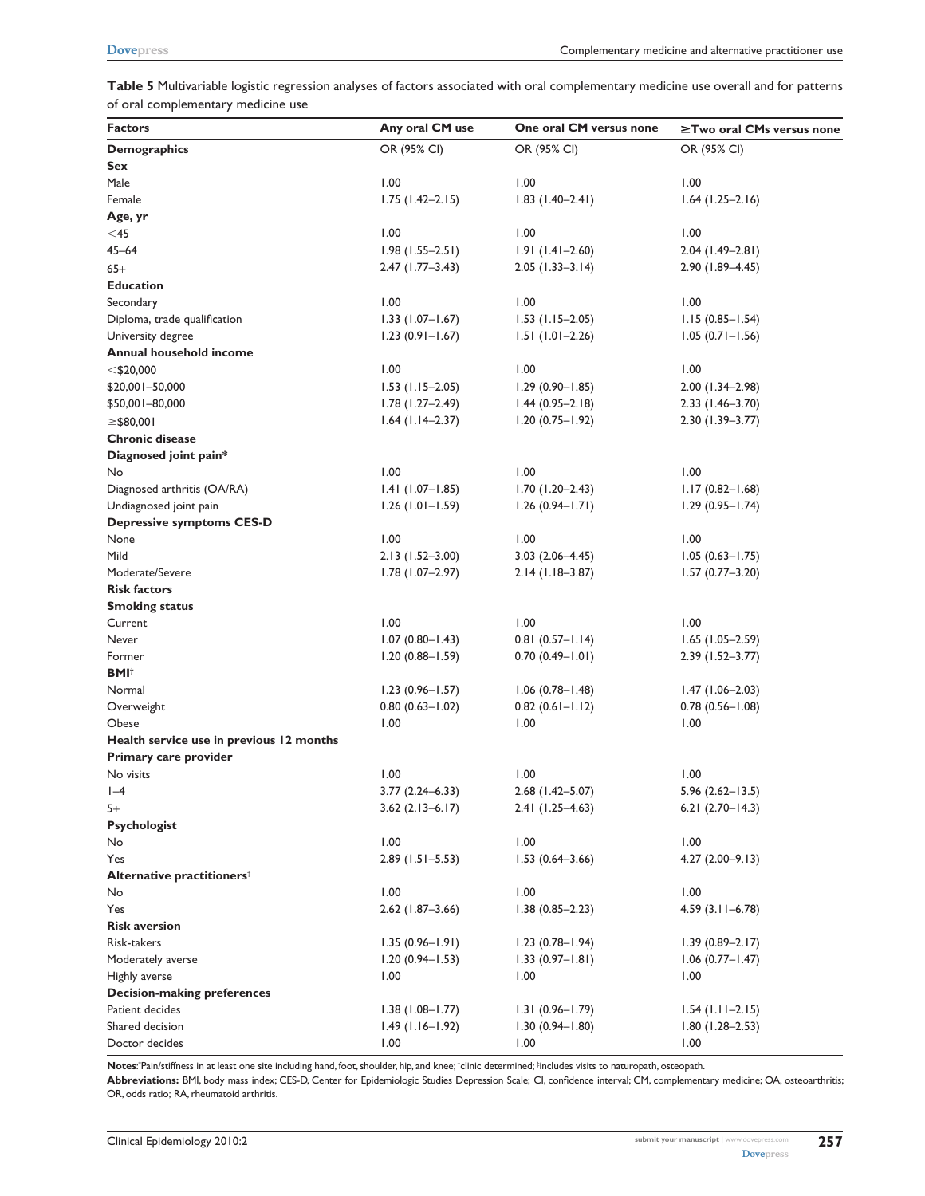**Table 5** Multivariable logistic regression analyses of factors associated with oral complementary medicine use overall and for patterns of oral complementary medicine use

| Factors | Any oral CM use | One oral CM versus none | ≥Two oral CMs versus none |
|---|---|---|---|
| **Demographics** | OR (95% CI) | OR (95% CI) | OR (95% CI) |
| **Sex** | | | |
| Male | 1.00 | 1.00 | 1.00 |
| Female | 1.75 (1.42–2.15) | 1.83 (1.40–2.41) | 1.64 (1.25–2.16) |
| **Age, yr** | | | |
| <45 | 1.00 | 1.00 | 1.00 |
| 45–64 | 1.98 (1.55–2.51) | 1.91 (1.41–2.60) | 2.04 (1.49–2.81) |
| 65+ | 2.47 (1.77–3.43) | 2.05 (1.33–3.14) | 2.90 (1.89–4.45) |
| **Education** | | | |
| Secondary | 1.00 | 1.00 | 1.00 |
| Diploma, trade qualification | 1.33 (1.07–1.67) | 1.53 (1.15–2.05) | 1.15 (0.85–1.54) |
| University degree | 1.23 (0.91–1.67) | 1.51 (1.01–2.26) | 1.05 (0.71–1.56) |
| **Annual household income** | | | |
| <$20,000 | 1.00 | 1.00 | 1.00 |
| $20,001–50,000 | 1.53 (1.15–2.05) | 1.29 (0.90–1.85) | 2.00 (1.34–2.98) |
| $50,001–80,000 | 1.78 (1.27–2.49) | 1.44 (0.95–2.18) | 2.33 (1.46–3.70) |
| ≥$80,001 | 1.64 (1.14–2.37) | 1.20 (0.75–1.92) | 2.30 (1.39–3.77) |
| **Chronic disease** | | | |
| **Diagnosed joint pain*** | | | |
| No | 1.00 | 1.00 | 1.00 |
| Diagnosed arthritis (OA/RA) | 1.41 (1.07–1.85) | 1.70 (1.20–2.43) | 1.17 (0.82–1.68) |
| Undiagnosed joint pain | 1.26 (1.01–1.59) | 1.26 (0.94–1.71) | 1.29 (0.95–1.74) |
| **Depressive symptoms CES-D** | | | |
| None | 1.00 | 1.00 | 1.00 |
| Mild | 2.13 (1.52–3.00) | 3.03 (2.06–4.45) | 1.05 (0.63–1.75) |
| Moderate/Severe | 1.78 (1.07–2.97) | 2.14 (1.18–3.87) | 1.57 (0.77–3.20) |
| **Risk factors** | | | |
| **Smoking status** | | | |
| Current | 1.00 | 1.00 | 1.00 |
| Never | 1.07 (0.80–1.43) | 0.81 (0.57–1.14) | 1.65 (1.05–2.59) |
| Former | 1.20 (0.88–1.59) | 0.70 (0.49–1.01) | 2.39 (1.52–3.77) |
| **BMI**[†] | | | |
| Normal | 1.23 (0.96–1.57) | 1.06 (0.78–1.48) | 1.47 (1.06–2.03) |
| Overweight | 0.80 (0.63–1.02) | 0.82 (0.61–1.12) | 0.78 (0.56–1.08) |
| Obese | 1.00 | 1.00 | 1.00 |
| **Health service use in previous 12 months** | | | |
| **Primary care provider** | | | |
| No visits | 1.00 | 1.00 | 1.00 |
| 1–4 | 3.77 (2.24–6.33) | 2.68 (1.42–5.07) | 5.96 (2.62–13.5) |
| 5+ | 3.62 (2.13–6.17) | 2.41 (1.25–4.63) | 6.21 (2.70–14.3) |
| **Psychologist** | | | |
| No | 1.00 | 1.00 | 1.00 |
| Yes | 2.89 (1.51–5.53) | 1.53 (0.64–3.66) | 4.27 (2.00–9.13) |
| **Alternative practitioners**[‡] | | | |
| No | 1.00 | 1.00 | 1.00 |
| Yes | 2.62 (1.87–3.66) | 1.38 (0.85–2.23) | 4.59 (3.11–6.78) |
| **Risk aversion** | | | |
| Risk-takers | 1.35 (0.96–1.91) | 1.23 (0.78–1.94) | 1.39 (0.89–2.17) |
| Moderately averse | 1.20 (0.94–1.53) | 1.33 (0.97–1.81) | 1.06 (0.77–1.47) |
| Highly averse | 1.00 | 1.00 | 1.00 |
| **Decision-making preferences** | | | |
| Patient decides | 1.38 (1.08–1.77) | 1.31 (0.96–1.79) | 1.54 (1.11–2.15) |
| Shared decision | 1.49 (1.16–1.92) | 1.30 (0.94–1.80) | 1.80 (1.28–2.53) |
| Doctor decides | 1.00 | 1.00 | 1.00 |

**Notes:** *Pain/stiffness in at least one site including hand, foot, shoulder, hip, and knee; [†]clinic determined; [‡]includes visits to naturopath, osteopath.

**Abbreviations:** BMI, body mass index; CES-D, Center for Epidemiologic Studies Depression Scale; CI, confidence interval; CM, complementary medicine; OA, osteoarthritis; OR, odds ratio; RA, rheumatoid arthritis.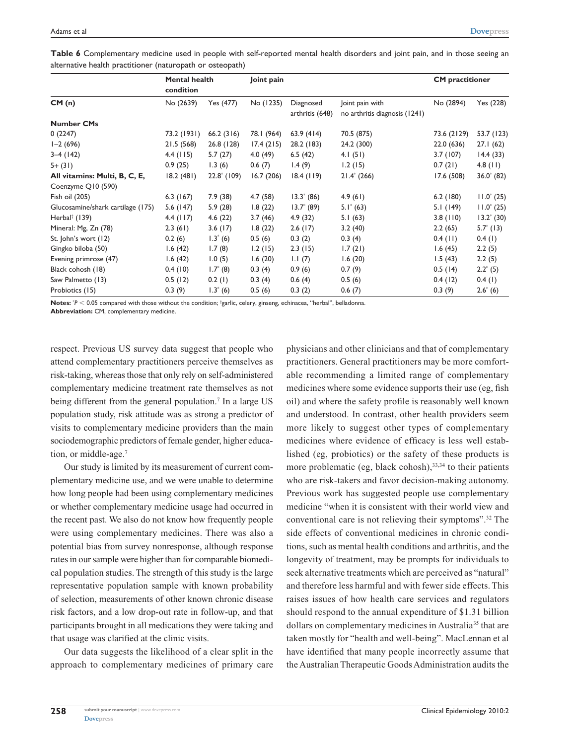**Table 6** Complementary medicine used in people with self-reported mental health disorders and joint pain, and in those seeing an alternative health practitioner (naturopath or osteopath)

| | Mental health condition | | Joint pain | | | CM practitioner | |
|---|---|---|---|---|---|---|---|
| **CM (n)** | No (2639) | Yes (477) | No (1235) | Diagnosed arthritis (648) | Joint pain with no arthritis diagnosis (1241) | No (2894) | Yes (228) |
| **Number CMs** | | | | | | | |
| 0 (2247) | 73.2 (1931) | 66.2 (316) | 78.1 (964) | 63.9 (414) | 70.5 (875) | 73.6 (2129) | 53.7 (123) |
| 1–2 (696) | 21.5 (568) | 26.8 (128) | 17.4 (215) | 28.2 (183) | 24.2 (300) | 22.0 (636) | 27.1 (62) |
| 3–4 (142) | 4.4 (115) | 5.7 (27) | 4.0 (49) | 6.5 (42) | 4.1 (51) | 3.7 (107) | 14.4 (33) |
| 5+ (31) | 0.9 (25) | 1.3 (6) | 0.6 (7) | 1.4 (9) | 1.2 (15) | 0.7 (21) | 4.8 (11) |
| **All vitamins: Multi, B, C, E, Coenzyme Q10 (590)** | 18.2 (481) | 22.8* (109) | 16.7 (206) | 18.4 (119) | 21.4* (266) | 17.6 (508) | 36.0* (82) |
| Fish oil (205) | 6.3 (167) | 7.9 (38) | 4.7 (58) | 13.3* (86) | 4.9 (61) | 6.2 (180) | 11.0* (25) |
| Glucosamine/shark cartilage (175) | 5.6 (147) | 5.9 (28) | 1.8 (22) | 13.7* (89) | 5.1* (63) | 5.1 (149) | 11.0* (25) |
| Herbal† (139) | 4.4 (117) | 4.6 (22) | 3.7 (46) | 4.9 (32) | 5.1 (63) | 3.8 (110) | 13.2* (30) |
| Mineral: Mg, Zn (78) | 2.3 (61) | 3.6 (17) | 1.8 (22) | 2.6 (17) | 3.2 (40) | 2.2 (65) | 5.7* (13) |
| St. John's wort (12) | 0.2 (6) | 1.3* (6) | 0.5 (6) | 0.3 (2) | 0.3 (4) | 0.4 (11) | 0.4 (1) |
| Gingko biloba (50) | 1.6 (42) | 1.7 (8) | 1.2 (15) | 2.3 (15) | 1.7 (21) | 1.6 (45) | 2.2 (5) |
| Evening primrose (47) | 1.6 (42) | 1.0 (5) | 1.6 (20) | 1.1 (7) | 1.6 (20) | 1.5 (43) | 2.2 (5) |
| Black cohosh (18) | 0.4 (10) | 1.7* (8) | 0.3 (4) | 0.9 (6) | 0.7 (9) | 0.5 (14) | 2.2* (5) |
| Saw Palmetto (13) | 0.5 (12) | 0.2 (1) | 0.3 (4) | 0.6 (4) | 0.5 (6) | 0.4 (12) | 0.4 (1) |
| Probiotics (15) | 0.3 (9) | 1.3* (6) | 0.5 (6) | 0.3 (2) | 0.6 (7) | 0.3 (9) | 2.6* (6) |

**Notes:** *$P < 0.05$ compared with those without the condition; †garlic, celery, ginseng, echinacea, "herbal", belladonna.
**Abbreviation:** CM, complementary medicine.

respect. Previous US survey data suggest that people who attend complementary practitioners perceive themselves as risk-taking, whereas those that only rely on self-administered complementary medicine treatment rate themselves as not being different from the general population.[7] In a large US population study, risk attitude was as strong a predictor of visits to complementary medicine providers than the main sociodemographic predictors of female gender, higher education, or middle-age.[7]

Our study is limited by its measurement of current complementary medicine use, and we were unable to determine how long people had been using complementary medicines or whether complementary medicine usage had occurred in the recent past. We also do not know how frequently people were using complementary medicines. There was also a potential bias from survey nonresponse, although response rates in our sample were higher than for comparable biomedical population studies. The strength of this study is the large representative population sample with known probability of selection, measurements of other known chronic disease risk factors, and a low drop-out rate in follow-up, and that participants brought in all medications they were taking and that usage was clarified at the clinic visits.

Our data suggests the likelihood of a clear split in the approach to complementary medicines of primary care physicians and other clinicians and that of complementary practitioners. General practitioners may be more comfortable recommending a limited range of complementary medicines where some evidence supports their use (eg, fish oil) and where the safety profile is reasonably well known and understood. In contrast, other health providers seem more likely to suggest other types of complementary medicines where evidence of efficacy is less well established (eg, probiotics) or the safety of these products is more problematic (eg, black cohosh),[33,34] to their patients who are risk-takers and favor decision-making autonomy. Previous work has suggested people use complementary medicine "when it is consistent with their world view and conventional care is not relieving their symptoms".[32] The side effects of conventional medicines in chronic conditions, such as mental health conditions and arthritis, and the longevity of treatment, may be prompts for individuals to seek alternative treatments which are perceived as "natural" and therefore less harmful and with fewer side effects. This raises issues of how health care services and regulators should respond to the annual expenditure of $1.31 billion dollars on complementary medicines in Australia[35] that are taken mostly for "health and well-being". MacLennan et al have identified that many people incorrectly assume that the Australian Therapeutic Goods Administration audits the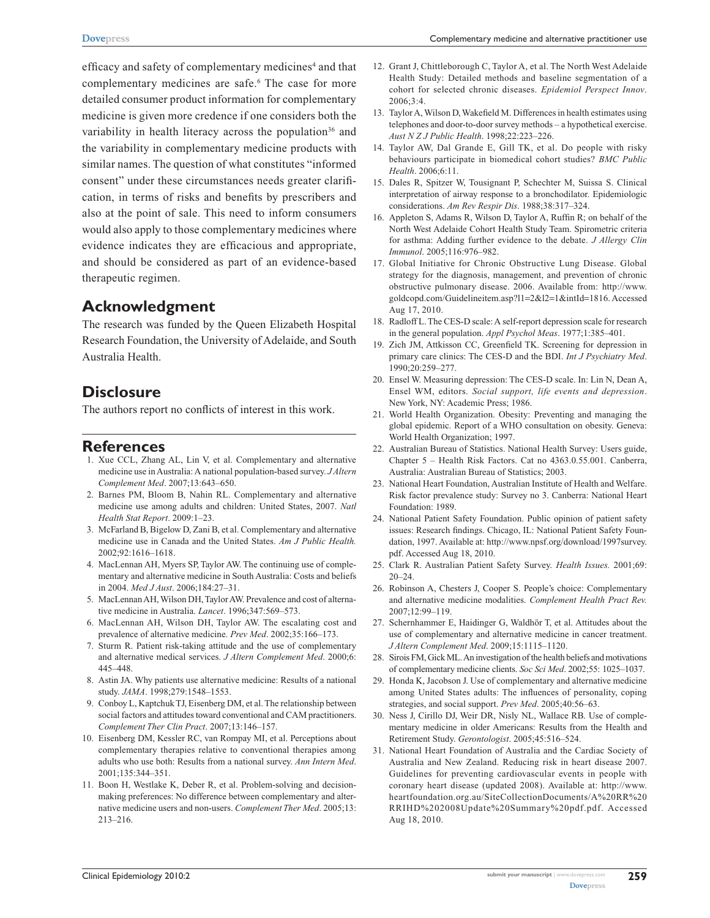efficacy and safety of complementary medicines[4] and that complementary medicines are safe.[6] The case for more detailed consumer product information for complementary medicine is given more credence if one considers both the variability in health literacy across the population[36] and the variability in complementary medicine products with similar names. The question of what constitutes "informed consent" under these circumstances needs greater clarification, in terms of risks and benefits by prescribers and also at the point of sale. This need to inform consumers would also apply to those complementary medicines where evidence indicates they are efficacious and appropriate, and should be considered as part of an evidence-based therapeutic regimen.

## Acknowledgment

The research was funded by the Queen Elizabeth Hospital Research Foundation, the University of Adelaide, and South Australia Health.

## Disclosure

The authors report no conflicts of interest in this work.

## References

1. Xue CCL, Zhang AL, Lin V, et al. Complementary and alternative medicine use in Australia: A national population-based survey. *J Altern Complement Med*. 2007;13:643–650.
2. Barnes PM, Bloom B, Nahin RL. Complementary and alternative medicine use among adults and children: United States, 2007. *Natl Health Stat Report*. 2009:1–23.
3. McFarland B, Bigelow D, Zani B, et al. Complementary and alternative medicine use in Canada and the United States. *Am J Public Health.* 2002;92:1616–1618.
4. MacLennan AH, Myers SP, Taylor AW. The continuing use of complementary and alternative medicine in South Australia: Costs and beliefs in 2004. *Med J Aust*. 2006;184:27–31.
5. MacLennan AH, Wilson DH, Taylor AW. Prevalence and cost of alternative medicine in Australia. *Lancet*. 1996;347:569–573.
6. MacLennan AH, Wilson DH, Taylor AW. The escalating cost and prevalence of alternative medicine. *Prev Med*. 2002;35:166–173.
7. Sturm R. Patient risk-taking attitude and the use of complementary and alternative medical services. *J Altern Complement Med*. 2000;6: 445–448.
8. Astin JA. Why patients use alternative medicine: Results of a national study. *JAMA*. 1998;279:1548–1553.
9. Conboy L, Kaptchuk TJ, Eisenberg DM, et al. The relationship between social factors and attitudes toward conventional and CAM practitioners. *Complement Ther Clin Pract*. 2007;13:146–157.
10. Eisenberg DM, Kessler RC, van Rompay MI, et al. Perceptions about complementary therapies relative to conventional therapies among adults who use both: Results from a national survey. *Ann Intern Med*. 2001;135:344–351.
11. Boon H, Westlake K, Deber R, et al. Problem-solving and decision-making preferences: No difference between complementary and alternative medicine users and non-users. *Complement Ther Med*. 2005;13: 213–216.
12. Grant J, Chittleborough C, Taylor A, et al. The North West Adelaide Health Study: Detailed methods and baseline segmentation of a cohort for selected chronic diseases. *Epidemiol Perspect Innov*. 2006;3:4.
13. Taylor A, Wilson D, Wakefield M. Differences in health estimates using telephones and door-to-door survey methods – a hypothetical exercise. *Aust N Z J Public Health*. 1998;22:223–226.
14. Taylor AW, Dal Grande E, Gill TK, et al. Do people with risky behaviours participate in biomedical cohort studies? *BMC Public Health*. 2006;6:11.
15. Dales R, Spitzer W, Tousignant P, Schechter M, Suissa S. Clinical interpretation of airway response to a bronchodilator. Epidemiologic considerations. *Am Rev Respir Dis*. 1988;38:317–324.
16. Appleton S, Adams R, Wilson D, Taylor A, Ruffin R; on behalf of the North West Adelaide Cohort Health Study Team. Spirometric criteria for asthma: Adding further evidence to the debate. *J Allergy Clin Immunol*. 2005;116:976–982.
17. Global Initiative for Chronic Obstructive Lung Disease. Global strategy for the diagnosis, management, and prevention of chronic obstructive pulmonary disease. 2006. Available from: http://www.goldcopd.com/Guidelineitem.asp?l1=2&l2=1&intId=1816. Accessed Aug 17, 2010.
18. Radloff L. The CES-D scale: A self-report depression scale for research in the general population. *Appl Psychol Meas*. 1977;1:385–401.
19. Zich JM, Attkisson CC, Greenfield TK. Screening for depression in primary care clinics: The CES-D and the BDI. *Int J Psychiatry Med*. 1990;20:259–277.
20. Ensel W. Measuring depression: The CES-D scale. In: Lin N, Dean A, Ensel WM, editors. *Social support, life events and depression*. New York, NY: Academic Press; 1986.
21. World Health Organization. Obesity: Preventing and managing the global epidemic. Report of a WHO consultation on obesity. Geneva: World Health Organization; 1997.
22. Australian Bureau of Statistics. National Health Survey: Users guide, Chapter 5 – Health Risk Factors. Cat no 4363.0.55.001. Canberra, Australia: Australian Bureau of Statistics; 2003.
23. National Heart Foundation, Australian Institute of Health and Welfare. Risk factor prevalence study: Survey no 3. Canberra: National Heart Foundation: 1989.
24. National Patient Safety Foundation. Public opinion of patient safety issues: Research findings. Chicago, IL: National Patient Safety Foundation, 1997. Available at: http://www.npsf.org/download/1997survey.pdf. Accessed Aug 18, 2010.
25. Clark R. Australian Patient Safety Survey. *Health Issues.* 2001;69: 20–24.
26. Robinson A, Chesters J, Cooper S. People's choice: Complementary and alternative medicine modalities. *Complement Health Pract Rev.* 2007;12:99–119.
27. Schernhammer E, Haidinger G, Waldhör T, et al. Attitudes about the use of complementary and alternative medicine in cancer treatment. *J Altern Complement Med*. 2009;15:1115–1120.
28. Sirois FM, Gick ML. An investigation of the health beliefs and motivations of complementary medicine clients. *Soc Sci Med*. 2002;55: 1025–1037.
29. Honda K, Jacobson J. Use of complementary and alternative medicine among United States adults: The influences of personality, coping strategies, and social support. *Prev Med*. 2005;40:56–63.
30. Ness J, Cirillo DJ, Weir DR, Nisly NL, Wallace RB. Use of complementary medicine in older Americans: Results from the Health and Retirement Study. *Gerontologist*. 2005;45:516–524.
31. National Heart Foundation of Australia and the Cardiac Society of Australia and New Zealand. Reducing risk in heart disease 2007. Guidelines for preventing cardiovascular events in people with coronary heart disease (updated 2008). Available at: http://www.heartfoundation.org.au/SiteCollectionDocuments/A%20RR%20RRIHD%202008Update%20Summary%20pdf.pdf. Accessed Aug 18, 2010.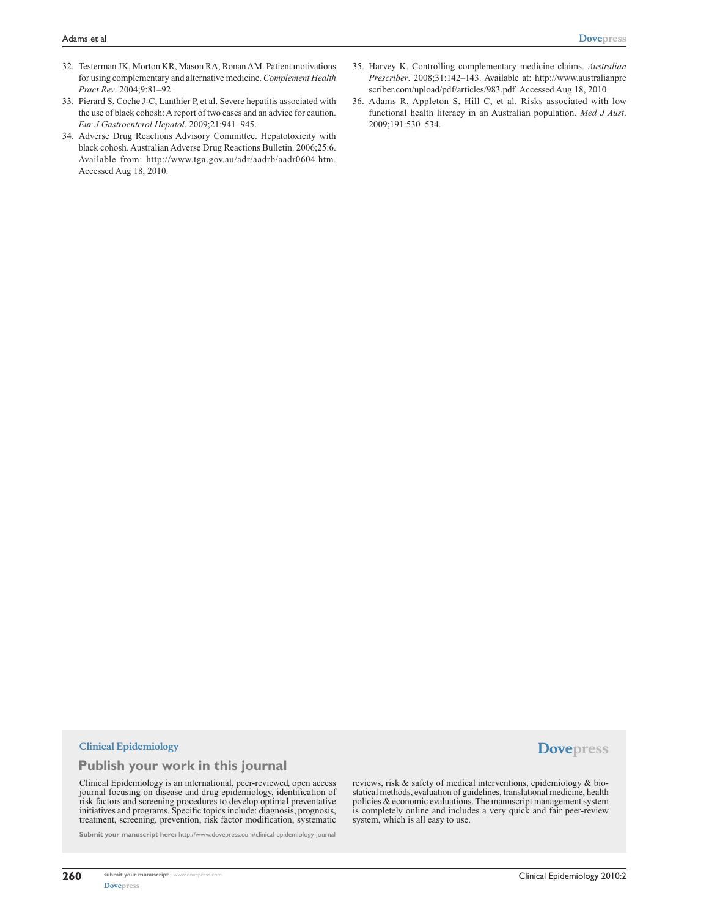32. Testerman JK, Morton KR, Mason RA, Ronan AM. Patient motivations for using complementary and alternative medicine. *Complement Health Pract Rev*. 2004;9:81–92.
33. Pierard S, Coche J-C, Lanthier P, et al. Severe hepatitis associated with the use of black cohosh: A report of two cases and an advice for caution. *Eur J Gastroenterol Hepatol*. 2009;21:941–945.
34. Adverse Drug Reactions Advisory Committee. Hepatotoxicity with black cohosh. Australian Adverse Drug Reactions Bulletin. 2006;25:6. Available from: http://www.tga.gov.au/adr/aadrb/aadr0604.htm. Accessed Aug 18, 2010.
35. Harvey K. Controlling complementary medicine claims. *Australian Prescriber*. 2008;31:142–143. Available at: http://www.australianprescriber.com/upload/pdf/articles/983.pdf. Accessed Aug 18, 2010.
36. Adams R, Appleton S, Hill C, et al. Risks associated with low functional health literacy in an Australian population. *Med J Aust*. 2009;191:530–534.

**Clinical Epidemiology**

**Dovepress**

## Publish your work in this journal

Clinical Epidemiology is an international, peer-reviewed, open access journal focusing on disease and drug epidemiology, identification of risk factors and screening procedures to develop optimal preventative initiatives and programs. Specific topics include: diagnosis, prognosis, treatment, screening, prevention, risk factor modification, systematic reviews, risk & safety of medical interventions, epidemiology & biostatical methods, evaluation of guidelines, translational medicine, health policies & economic evaluations. The manuscript management system is completely online and includes a very quick and fair peer-review system, which is all easy to use.

**Submit your manuscript here:** http://www.dovepress.com/clinical-epidemiology-journal